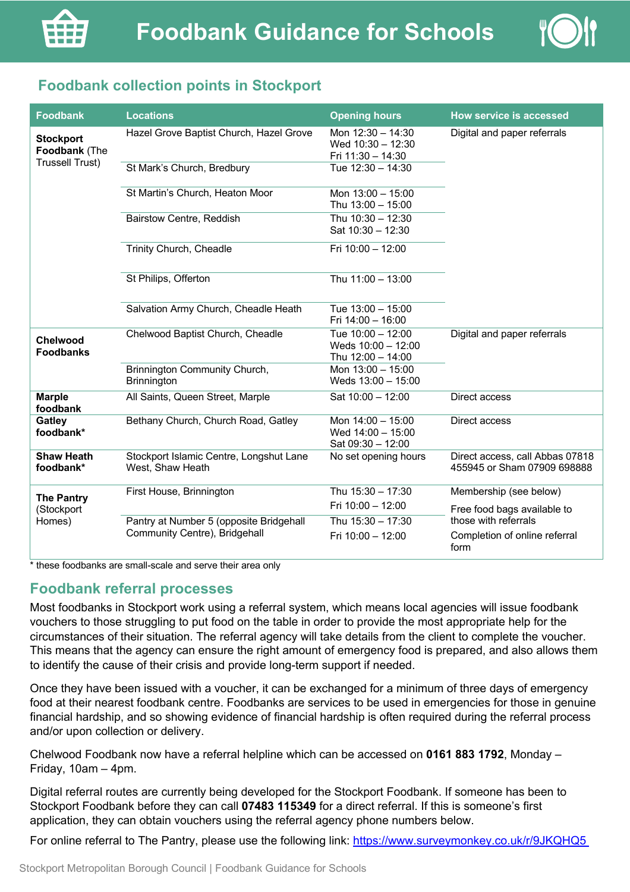# Foodbank Guidance for Schools

## Foodbank collection points in Stockport

| Foodbank | Locations | Opening hours | How service is accessed |
|---|---|---|---|
| **Stockport Foodbank** (The Trussell Trust) | Hazel Grove Baptist Church, Hazel Grove | Mon 12:30 – 14:30<br>Wed 10:30 – 12:30<br>Fri 11:30 – 14:30 | Digital and paper referrals |
| | St Mark's Church, Bredbury | Tue 12:30 – 14:30 | |
| | St Martin's Church, Heaton Moor | Mon 13:00 – 15:00<br>Thu 13:00 – 15:00 | |
| | Bairstow Centre, Reddish | Thu 10:30 – 12:30<br>Sat 10:30 – 12:30 | |
| | Trinity Church, Cheadle | Fri 10:00 – 12:00 | |
| | St Philips, Offerton | Thu 11:00 – 13:00 | |
| | Salvation Army Church, Cheadle Heath | Tue 13:00 – 15:00<br>Fri 14:00 – 16:00 | |
| **Chelwood Foodbanks** | Chelwood Baptist Church, Cheadle | Tue 10:00 – 12:00<br>Weds 10:00 – 12:00<br>Thu 12:00 – 14:00 | Digital and paper referrals |
| | Brinnington Community Church, Brinnington | Mon 13:00 – 15:00<br>Weds 13:00 – 15:00 | |
| **Marple foodbank** | All Saints, Queen Street, Marple | Sat 10:00 – 12:00 | Direct access |
| **Gatley foodbank*** | Bethany Church, Church Road, Gatley | Mon 14:00 – 15:00<br>Wed 14:00 – 15:00<br>Sat 09:30 – 12:00 | Direct access |
| **Shaw Heath foodbank*** | Stockport Islamic Centre, Longshut Lane West, Shaw Heath | No set opening hours | Direct access, call Abbas 07818 455945 or Sham 07909 698888 |
| **The Pantry** (Stockport Homes) | First House, Brinnington | Thu 15:30 – 17:30<br>Fri 10:00 – 12:00 | Membership (see below)<br>Free food bags available to those with referrals<br>Completion of online referral form |
| | Pantry at Number 5 (opposite Bridgehall Community Centre), Bridgehall | Thu 15:30 – 17:30<br>Fri 10:00 – 12:00 | |

* these foodbanks are small-scale and serve their area only

## Foodbank referral processes

Most foodbanks in Stockport work using a referral system, which means local agencies will issue foodbank vouchers to those struggling to put food on the table in order to provide the most appropriate help for the circumstances of their situation. The referral agency will take details from the client to complete the voucher. This means that the agency can ensure the right amount of emergency food is prepared, and also allows them to identify the cause of their crisis and provide long-term support if needed.

Once they have been issued with a voucher, it can be exchanged for a minimum of three days of emergency food at their nearest foodbank centre. Foodbanks are services to be used in emergencies for those in genuine financial hardship, and so showing evidence of financial hardship is often required during the referral process and/or upon collection or delivery.

Chelwood Foodbank now have a referral helpline which can be accessed on **0161 883 1792**, Monday – Friday, 10am – 4pm.

Digital referral routes are currently being developed for the Stockport Foodbank. If someone has been to Stockport Foodbank before they can call **07483 115349** for a direct referral. If this is someone's first application, they can obtain vouchers using the referral agency phone numbers below.

For online referral to The Pantry, please use the following link: https://www.surveymonkey.co.uk/r/9JKQHQ5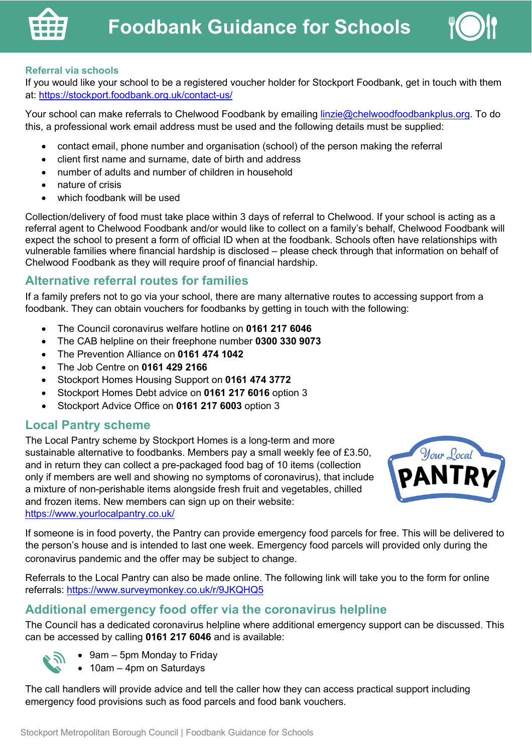# Foodbank Guidance for Schools

### Referral via schools

If you would like your school to be a registered voucher holder for Stockport Foodbank, get in touch with them at: https://stockport.foodbank.org.uk/contact-us/

Your school can make referrals to Chelwood Foodbank by emailing linzie@chelwoodfoodbankplus.org. To do this, a professional work email address must be used and the following details must be supplied:

- contact email, phone number and organisation (school) of the person making the referral
- client first name and surname, date of birth and address
- number of adults and number of children in household
- nature of crisis
- which foodbank will be used

Collection/delivery of food must take place within 3 days of referral to Chelwood. If your school is acting as a referral agent to Chelwood Foodbank and/or would like to collect on a family's behalf, Chelwood Foodbank will expect the school to present a form of official ID when at the foodbank. Schools often have relationships with vulnerable families where financial hardship is disclosed – please check through that information on behalf of Chelwood Foodbank as they will require proof of financial hardship.

## Alternative referral routes for families

If a family prefers not to go via your school, there are many alternative routes to accessing support from a foodbank. They can obtain vouchers for foodbanks by getting in touch with the following:

- The Council coronavirus welfare hotline on **0161 217 6046**
- The CAB helpline on their freephone number **0300 330 9073**
- The Prevention Alliance on **0161 474 1042**
- The Job Centre on **0161 429 2166**
- Stockport Homes Housing Support on **0161 474 3772**
- Stockport Homes Debt advice on **0161 217 6016** option 3
- Stockport Advice Office on **0161 217 6003** option 3

## Local Pantry scheme

The Local Pantry scheme by Stockport Homes is a long-term and more sustainable alternative to foodbanks. Members pay a small weekly fee of £3.50, and in return they can collect a pre-packaged food bag of 10 items (collection only if members are well and showing no symptoms of coronavirus), that include a mixture of non-perishable items alongside fresh fruit and vegetables, chilled and frozen items. New members can sign up on their website: https://www.yourlocalpantry.co.uk/

If someone is in food poverty, the Pantry can provide emergency food parcels for free. This will be delivered to the person's house and is intended to last one week. Emergency food parcels will provided only during the coronavirus pandemic and the offer may be subject to change.

Referrals to the Local Pantry can also be made online. The following link will take you to the form for online referrals: https://www.surveymonkey.co.uk/r/9JKQHQ5

## Additional emergency food offer via the coronavirus helpline

The Council has a dedicated coronavirus helpline where additional emergency support can be discussed. This can be accessed by calling **0161 217 6046** and is available:

- 9am – 5pm Monday to Friday
- 10am – 4pm on Saturdays

The call handlers will provide advice and tell the caller how they can access practical support including emergency food provisions such as food parcels and food bank vouchers.